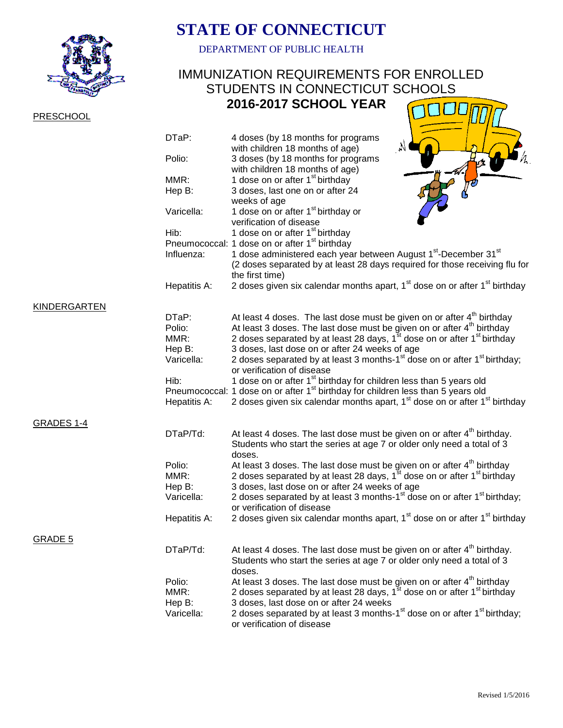# STATE OF CONNECTICUT

DEPARTMENT OF PUBLIC HEALTH

## IMMUNIZATION REQUIREMENTS FOR ENROLLED STUDENTS IN CONNECTICUT SCHOOLS

## 2016-2017 SCHOOL YEAR

### PRESCHOOL

| | |
|---|---|
| DTaP: | 4 doses (by 18 months for programs with children 18 months of age) |
| Polio: | 3 doses (by 18 months for programs with children 18 months of age) |
| MMR: | 1 dose on or after 1st birthday |
| Hep B: | 3 doses, last one on or after 24 weeks of age |
| Varicella: | 1 dose on or after 1st birthday or verification of disease |
| Hib: | 1 dose on or after 1st birthday |
| Pneumococcal: | 1 dose on or after 1st birthday |
| Influenza: | 1 dose administered each year between August 1st-December 31st (2 doses separated by at least 28 days required for those receiving flu for the first time) |
| Hepatitis A: | 2 doses given six calendar months apart, 1st dose on or after 1st birthday |

### KINDERGARTEN

| | |
|---|---|
| DTaP: | At least 4 doses. The last dose must be given on or after 4th birthday |
| Polio: | At least 3 doses. The last dose must be given on or after 4th birthday |
| MMR: | 2 doses separated by at least 28 days, 1st dose on or after 1st birthday |
| Hep B: | 3 doses, last dose on or after 24 weeks of age |
| Varicella: | 2 doses separated by at least 3 months-1st dose on or after 1st birthday; or verification of disease |
| Hib: | 1 dose on or after 1st birthday for children less than 5 years old |
| Pneumococcal: | 1 dose on or after 1st birthday for children less than 5 years old |
| Hepatitis A: | 2 doses given six calendar months apart, 1st dose on or after 1st birthday |

### GRADES 1-4

| | |
|---|---|
| DTaP/Td: | At least 4 doses. The last dose must be given on or after 4th birthday. Students who start the series at age 7 or older only need a total of 3 doses. |
| Polio: | At least 3 doses. The last dose must be given on or after 4th birthday |
| MMR: | 2 doses separated by at least 28 days, 1st dose on or after 1st birthday |
| Hep B: | 3 doses, last dose on or after 24 weeks of age |
| Varicella: | 2 doses separated by at least 3 months-1st dose on or after 1st birthday; or verification of disease |
| Hepatitis A: | 2 doses given six calendar months apart, 1st dose on or after 1st birthday |

### GRADE 5

| | |
|---|---|
| DTaP/Td: | At least 4 doses. The last dose must be given on or after 4th birthday. Students who start the series at age 7 or older only need a total of 3 doses. |
| Polio: | At least 3 doses. The last dose must be given on or after 4th birthday |
| MMR: | 2 doses separated by at least 28 days, 1st dose on or after 1st birthday |
| Hep B: | 3 doses, last dose on or after 24 weeks |
| Varicella: | 2 doses separated by at least 3 months-1st dose on or after 1st birthday; or verification of disease |

Revised 1/5/2016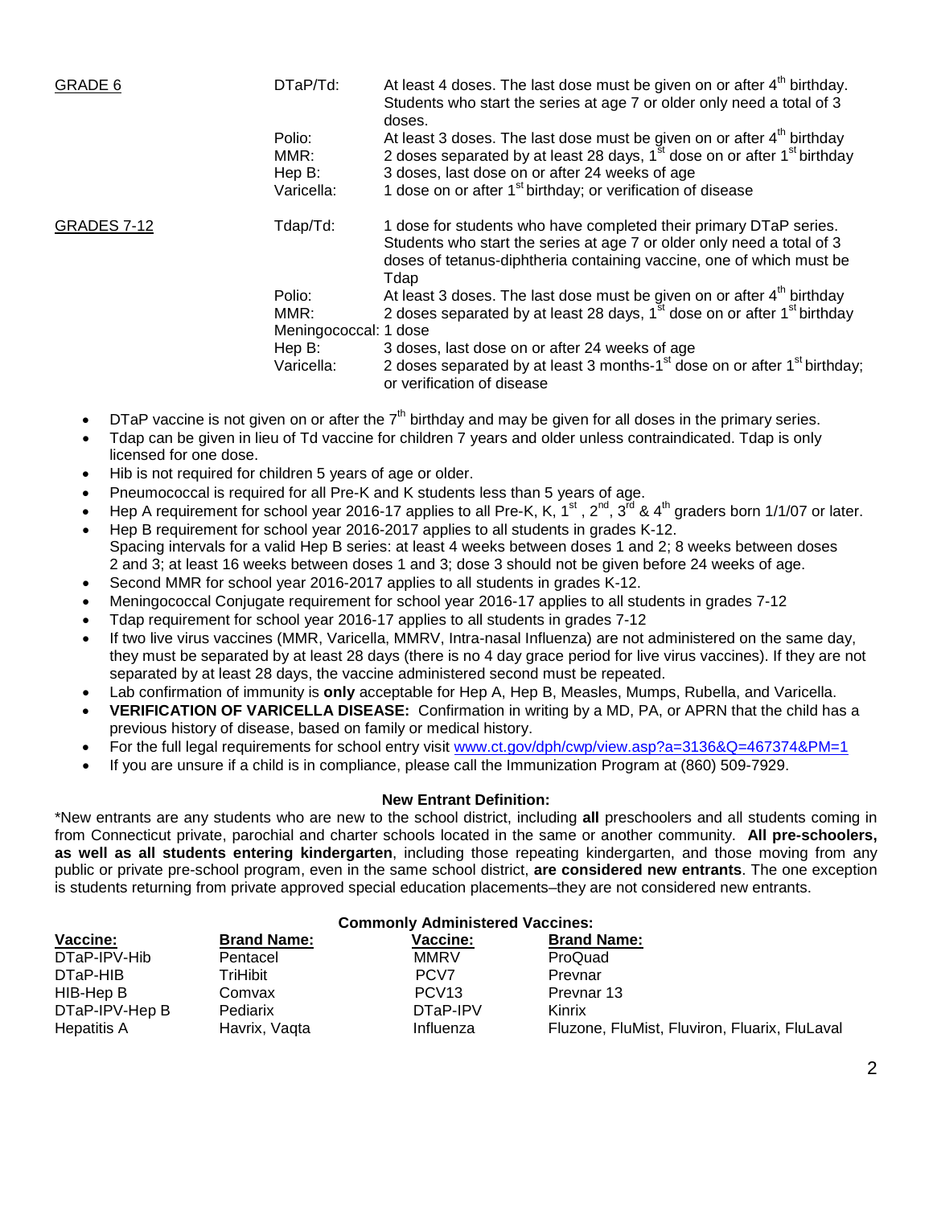| | | |
|---|---|---|
| GRADE 6 | DTaP/Td: | At least 4 doses. The last dose must be given on or after 4th birthday. Students who start the series at age 7 or older only need a total of 3 doses. |
| | Polio: | At least 3 doses. The last dose must be given on or after 4th birthday |
| | MMR: | 2 doses separated by at least 28 days, 1st dose on or after 1st birthday |
| | Hep B: | 3 doses, last dose on or after 24 weeks of age |
| | Varicella: | 1 dose on or after 1st birthday; or verification of disease |
| GRADES 7-12 | Tdap/Td: | 1 dose for students who have completed their primary DTaP series. Students who start the series at age 7 or older only need a total of 3 doses of tetanus-diphtheria containing vaccine, one of which must be Tdap |
| | Polio: | At least 3 doses. The last dose must be given on or after 4th birthday |
| | MMR: | 2 doses separated by at least 28 days, 1st dose on or after 1st birthday |
| | Meningococcal: | 1 dose |
| | Hep B: | 3 doses, last dose on or after 24 weeks of age |
| | Varicella: | 2 doses separated by at least 3 months-1st dose on or after 1st birthday; or verification of disease |

- DTaP vaccine is not given on or after the 7th birthday and may be given for all doses in the primary series.
- Tdap can be given in lieu of Td vaccine for children 7 years and older unless contraindicated. Tdap is only licensed for one dose.
- Hib is not required for children 5 years of age or older.
- Pneumococcal is required for all Pre-K and K students less than 5 years of age.
- Hep A requirement for school year 2016-17 applies to all Pre-K, K, 1st , 2nd, 3rd & 4th graders born 1/1/07 or later.
- Hep B requirement for school year 2016-2017 applies to all students in grades K-12. Spacing intervals for a valid Hep B series: at least 4 weeks between doses 1 and 2; 8 weeks between doses 2 and 3; at least 16 weeks between doses 1 and 3; dose 3 should not be given before 24 weeks of age.
- Second MMR for school year 2016-2017 applies to all students in grades K-12.
- Meningococcal Conjugate requirement for school year 2016-17 applies to all students in grades 7-12
- Tdap requirement for school year 2016-17 applies to all students in grades 7-12
- If two live virus vaccines (MMR, Varicella, MMRV, Intra-nasal Influenza) are not administered on the same day, they must be separated by at least 28 days (there is no 4 day grace period for live virus vaccines). If they are not separated by at least 28 days, the vaccine administered second must be repeated.
- Lab confirmation of immunity is **only** acceptable for Hep A, Hep B, Measles, Mumps, Rubella, and Varicella.
- **VERIFICATION OF VARICELLA DISEASE:** Confirmation in writing by a MD, PA, or APRN that the child has a previous history of disease, based on family or medical history.
- For the full legal requirements for school entry visit www.ct.gov/dph/cwp/view.asp?a=3136&Q=467374&PM=1
- If you are unsure if a child is in compliance, please call the Immunization Program at (860) 509-7929.

**New Entrant Definition:**

*New entrants are any students who are new to the school district, including **all** preschoolers and all students coming in from Connecticut private, parochial and charter schools located in the same or another community. **All pre-schoolers, as well as all students entering kindergarten**, including those repeating kindergarten, and those moving from any public or private pre-school program, even in the same school district, **are considered new entrants**. The one exception is students returning from private approved special education placements–they are not considered new entrants.

**Commonly Administered Vaccines:**

| Vaccine: | Brand Name: | Vaccine: | Brand Name: |
|---|---|---|---|
| DTaP-IPV-Hib | Pentacel | MMRV | ProQuad |
| DTaP-HIB | TriHibit | PCV7 | Prevnar |
| HIB-Hep B | Comvax | PCV13 | Prevnar 13 |
| DTaP-IPV-Hep B | Pediarix | DTaP-IPV | Kinrix |
| Hepatitis A | Havrix, Vaqta | Influenza | Fluzone, FluMist, Fluviron, Fluarix, FluLaval |